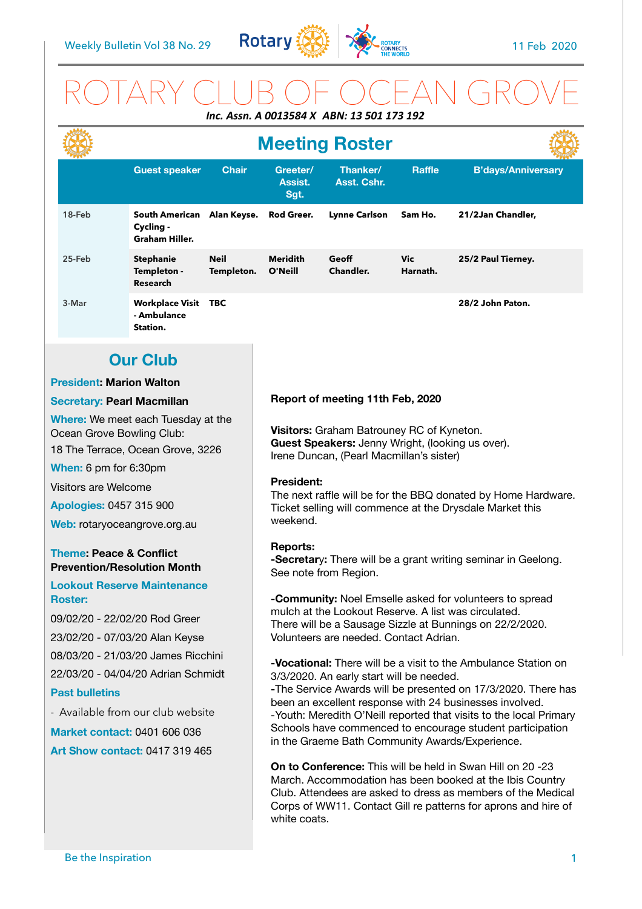# ROTARY CLUB OF OCEAN GROVE

***Inc. Assn. A 0013584 X ABN: 13 501 173 192***

## Meeting Roster

| | Guest speaker | Chair | Greeter/ Assist. Sgt. | Thanker/ Asst. Cshr. | Raffle | B'days/Anniversary |
|---|---|---|---|---|---|---|
| 18-Feb | **South American Cycling - Graham Hiller.** | **Alan Keyse.** | **Rod Greer.** | **Lynne Carlson** | **Sam Ho.** | **21/2Jan Chandler,** |
| 25-Feb | **Stephanie Templeton - Research** | **Neil Templeton.** | **Meridith O'Neill** | **Geoff Chandler.** | **Vic Harnath.** | **25/2 Paul Tierney.** |
| 3-Mar | **Workplace Visit - Ambulance Station.** | **TBC** | | | | **28/2 John Paton.** |

## Our Club

**President: Marion Walton**

**Secretary: Pearl Macmillan**

**Where:** We meet each Tuesday at the Ocean Grove Bowling Club:
18 The Terrace, Ocean Grove, 3226

**When:** 6 pm for 6:30pm

Visitors are Welcome

**Apologies:** 0457 315 900

**Web:** rotaryoceangrove.org.au

**Theme: Peace & Conflict Prevention/Resolution Month**

**Lookout Reserve Maintenance Roster:**

09/02/20 - 22/02/20 Rod Greer

23/02/20 - 07/03/20 Alan Keyse

08/03/20 - 21/03/20 James Ricchini

22/03/20 - 04/04/20 Adrian Schmidt

**Past bulletins**

- Available from our club website

**Market contact:** 0401 606 036

**Art Show contact:** 0417 319 465

**Report of meeting 11th Feb, 2020**

**Visitors:** Graham Batrouney RC of Kyneton.
**Guest Speakers:** Jenny Wright, (looking us over).
Irene Duncan, (Pearl Macmillan's sister)

**President:**
The next raffle will be for the BBQ donated by Home Hardware. Ticket selling will commence at the Drysdale Market this weekend.

**Reports:**
**-Secretar**y: There will be a grant writing seminar in Geelong. See note from Region.

**-Community:** Noel Emselle asked for volunteers to spread mulch at the Lookout Reserve. A list was circulated.
There will be a Sausage Sizzle at Bunnings on 22/2/2020. Volunteers are needed. Contact Adrian.

**-Vocational:** There will be a visit to the Ambulance Station on 3/3/2020. An early start will be needed.
-The Service Awards will be presented on 17/3/2020. There has been an excellent response with 24 businesses involved.
-Youth: Meredith O'Neill reported that visits to the local Primary Schools have commenced to encourage student participation in the Graeme Bath Community Awards/Experience.

**On to Conference:** This will be held in Swan Hill on 20 -23 March. Accommodation has been booked at the Ibis Country Club. Attendees are asked to dress as members of the Medical Corps of WW11. Contact Gill re patterns for aprons and hire of white coats.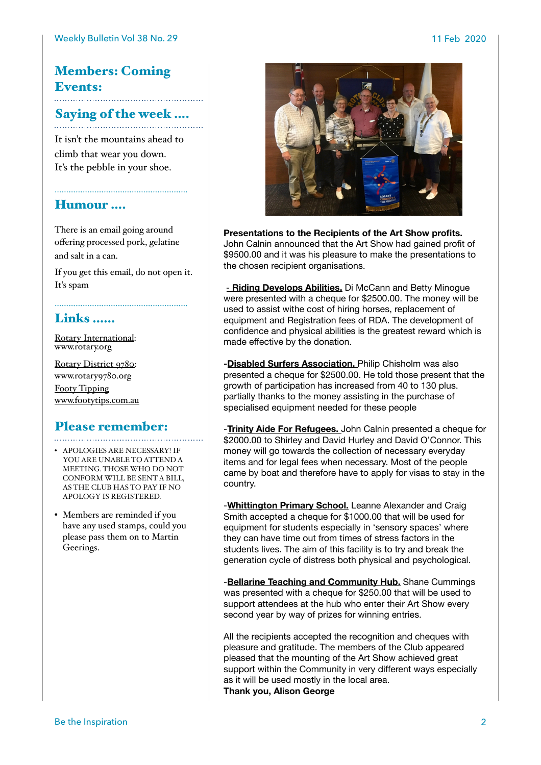## Members: Coming Events:

## Saying of the week ....

It isn't the mountains ahead to climb that wear you down.
It's the pebble in your shoe.

## Humour ....

There is an email going around offering processed pork, gelatine and salt in a can.

If you get this email, do not open it. It's spam

## Links ......

Rotary International:
www.rotary.org

Rotary District 9780:
www.rotary9780.org

Footy Tipping
www.footytips.com.au

## Please remember:

- APOLOGIES ARE NECESSARY! IF YOU ARE UNABLE TO ATTEND A MEETING. THOSE WHO DO NOT CONFORM WILL BE SENT A BILL, AS THE CLUB HAS TO PAY IF NO APOLOGY IS REGISTERED.
- Members are reminded if you have any used stamps, could you please pass them on to Martin Geerings.

**Presentations to the Recipients of the Art Show profits.**
John Calnin announced that the Art Show had gained profit of $9500.00 and it was his pleasure to make the presentations to the chosen recipient organisations.

- **Riding Develops Abilities.** Di McCann and Betty Minogue were presented with a cheque for $2500.00. The money will be used to assist withe cost of hiring horses, replacement of equipment and Registration fees of RDA. The development of confidence and physical abilities is the greatest reward which is made effective by the donation.

-**Disabled Surfers Association.** Philip Chisholm was also presented a cheque for $2500.00. He told those present that the growth of participation has increased from 40 to 130 plus. partially thanks to the money assisting in the purchase of specialised equipment needed for these people

-**Trinity Aide For Refugees.** John Calnin presented a cheque for $2000.00 to Shirley and David Hurley and David O'Connor. This money will go towards the collection of necessary everyday items and for legal fees when necessary. Most of the people came by boat and therefore have to apply for visas to stay in the country.

-**Whittington Primary School.** Leanne Alexander and Craig Smith accepted a cheque for $1000.00 that will be used for equipment for students especially in 'sensory spaces' where they can have time out from times of stress factors in the students lives. The aim of this facility is to try and break the generation cycle of distress both physical and psychological.

-**Bellarine Teaching and Community Hub.** Shane Cummings was presented with a cheque for $250.00 that will be used to support attendees at the hub who enter their Art Show every second year by way of prizes for winning entries.

All the recipients accepted the recognition and cheques with pleasure and gratitude. The members of the Club appeared pleased that the mounting of the Art Show achieved great support within the Community in very different ways especially as it will be used mostly in the local area.
**Thank you, Alison George**